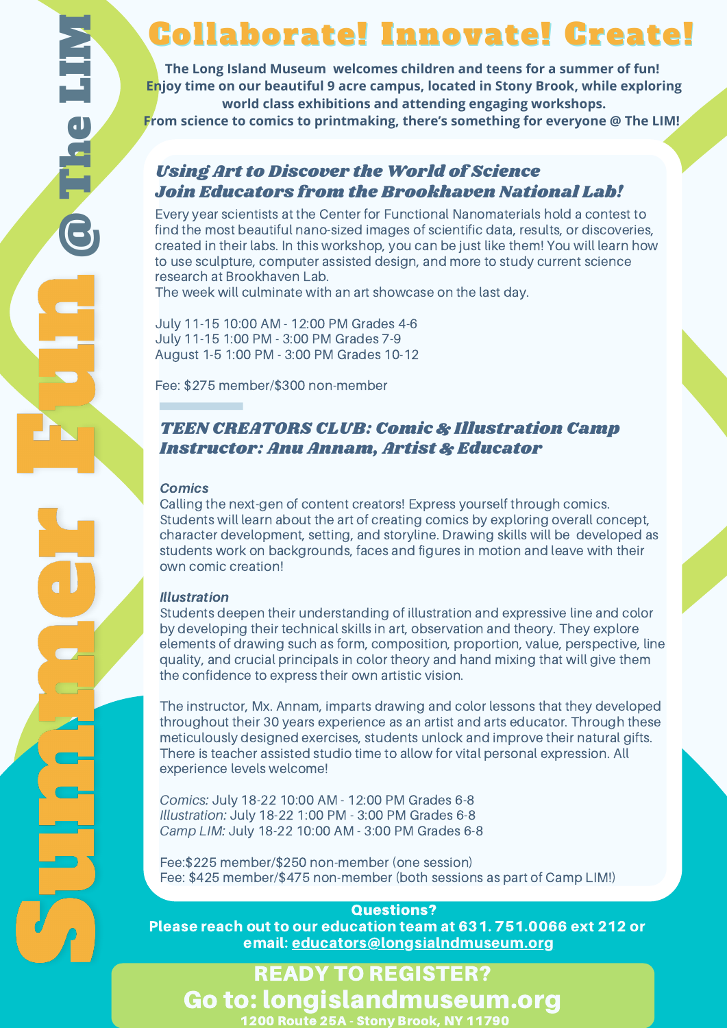# Summer Fun @ The LIM

# Collaborate! Innovate! Create!

**The Long Island Museum welcomes children and teens for a summer of fun! Enjoy time on our beautiful 9 acre campus, located in Stony Brook, while exploring world class exhibitions and attending engaging workshops. From science to comics to printmaking, there's something for everyone @ The LIM!**

## *Using Art to Discover the World of Science*
## *Join Educators from the Brookhaven National Lab!*

Every year scientists at the Center for Functional Nanomaterials hold a contest to find the most beautiful nano-sized images of scientific data, results, or discoveries, created in their labs. In this workshop, you can be just like them! You will learn how to use sculpture, computer assisted design, and more to study current science research at Brookhaven Lab.
The week will culminate with an art showcase on the last day.

July 11-15 10:00 AM - 12:00 PM Grades 4-6
July 11-15 1:00 PM - 3:00 PM Grades 7-9
August 1-5 1:00 PM - 3:00 PM Grades 10-12

Fee: $275 member/$300 non-member

## *TEEN CREATORS CLUB: Comic & Illustration Camp*
## *Instructor: Anu Annam, Artist & Educator*

***Comics***
Calling the next-gen of content creators! Express yourself through comics. Students will learn about the art of creating comics by exploring overall concept, character development, setting, and storyline. Drawing skills will be developed as students work on backgrounds, faces and figures in motion and leave with their own comic creation!

***Illustration***
Students deepen their understanding of illustration and expressive line and color by developing their technical skills in art, observation and theory. They explore elements of drawing such as form, composition, proportion, value, perspective, line quality, and crucial principals in color theory and hand mixing that will give them the confidence to express their own artistic vision.

The instructor, Mx. Annam, imparts drawing and color lessons that they developed throughout their 30 years experience as an artist and arts educator. Through these meticulously designed exercises, students unlock and improve their natural gifts. There is teacher assisted studio time to allow for vital personal expression. All experience levels welcome!

*Comics:* July 18-22 10:00 AM - 12:00 PM Grades 6-8
*Illustration:* July 18-22 1:00 PM - 3:00 PM Grades 6-8
*Camp LIM:* July 18-22 10:00 AM - 3:00 PM Grades 6-8

Fee:$225 member/$250 non-member (one session)
Fee: $425 member/$475 non-member (both sessions as part of Camp LIM!)

**Questions?**
**Please reach out to our education team at 631. 751.0066 ext 212 or email: educators@longsialndmuseum.org**

**READY TO REGISTER?**
**Go to: longislandmuseum.org**
**1200 Route 25A - Stony Brook, NY 11790**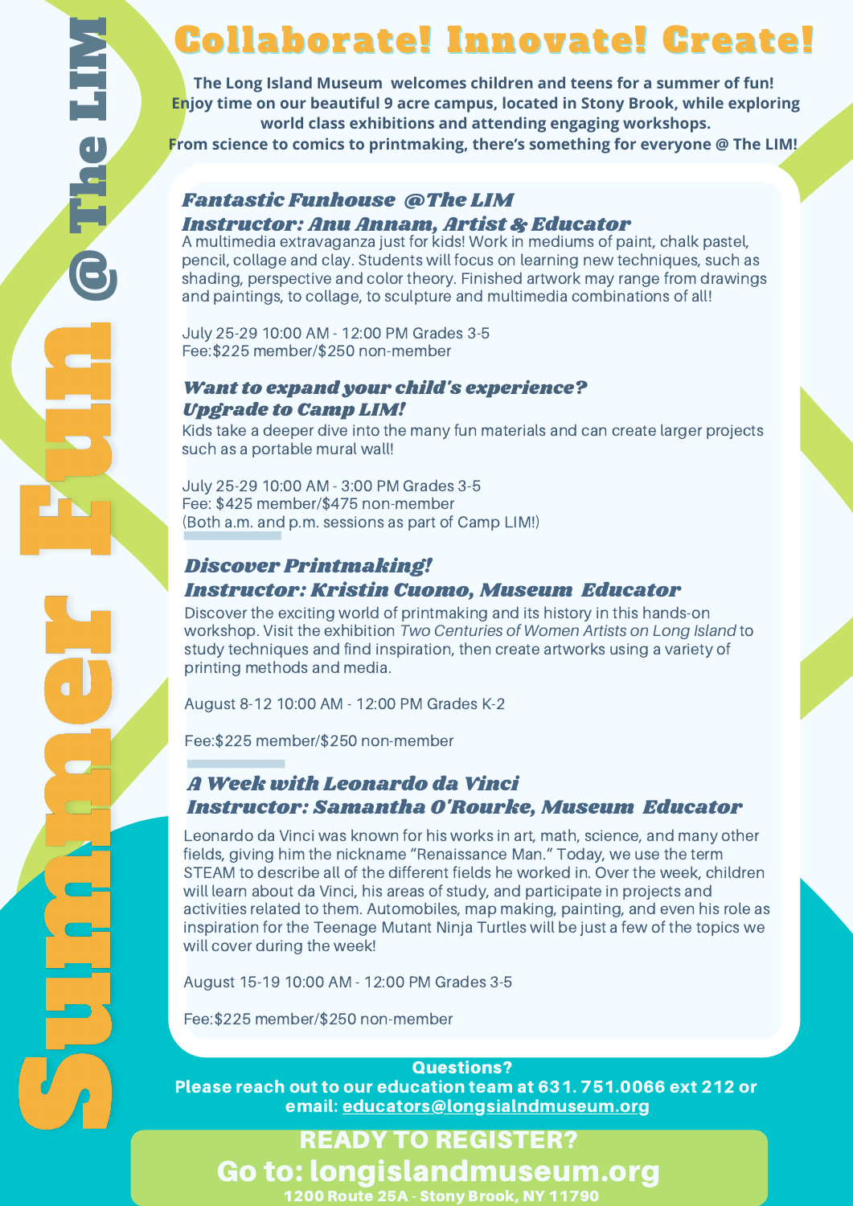# Summer Fun @ The LIM

## Collaborate! Innovate! Create!

**The Long Island Museum welcomes children and teens for a summer of fun! Enjoy time on our beautiful 9 acre campus, located in Stony Brook, while exploring world class exhibitions and attending engaging workshops. From science to comics to printmaking, there's something for everyone @ The LIM!**

### *Fantastic Funhouse @The LIM*
### *Instructor: Anu Annam, Artist & Educator*

A multimedia extravaganza just for kids! Work in mediums of paint, chalk pastel, pencil, collage and clay. Students will focus on learning new techniques, such as shading, perspective and color theory. Finished artwork may range from drawings and paintings, to collage, to sculpture and multimedia combinations of all!

July 25-29 10:00 AM - 12:00 PM Grades 3-5
Fee:$225 member/$250 non-member

### *Want to expand your child's experience?*
### *Upgrade to Camp LIM!*

Kids take a deeper dive into the many fun materials and can create larger projects such as a portable mural wall!

July 25-29 10:00 AM - 3:00 PM Grades 3-5
Fee: $425 member/$475 non-member
(Both a.m. and p.m. sessions as part of Camp LIM!)

### *Discover Printmaking!*
### *Instructor: Kristin Cuomo, Museum Educator*

Discover the exciting world of printmaking and its history in this hands-on workshop. Visit the exhibition *Two Centuries of Women Artists on Long Island* to study techniques and find inspiration, then create artworks using a variety of printing methods and media.

August 8-12 10:00 AM - 12:00 PM Grades K-2

Fee:$225 member/$250 non-member

### *A Week with Leonardo da Vinci*
### *Instructor: Samantha O'Rourke, Museum Educator*

Leonardo da Vinci was known for his works in art, math, science, and many other fields, giving him the nickname "Renaissance Man." Today, we use the term STEAM to describe all of the different fields he worked in. Over the week, children will learn about da Vinci, his areas of study, and participate in projects and activities related to them. Automobiles, map making, painting, and even his role as inspiration for the Teenage Mutant Ninja Turtles will be just a few of the topics we will cover during the week!

August 15-19 10:00 AM - 12:00 PM Grades 3-5

Fee:$225 member/$250 non-member

**Questions?**
**Please reach out to our education team at 631. 751.0066 ext 212 or email: educators@longsialndmuseum.org**

**READY TO REGISTER?**
**Go to: longislandmuseum.org**
**1200 Route 25A - Stony Brook, NY 11790**